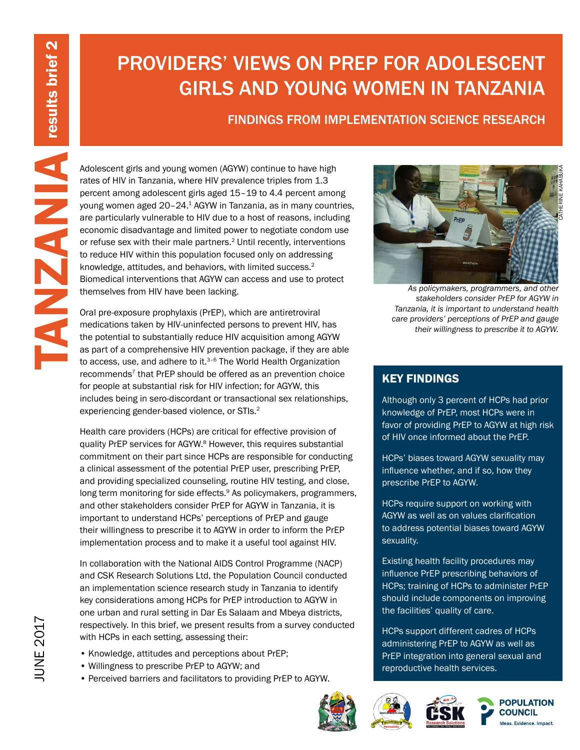TANZANIA results brief 2

# PROVIDERS' VIEWS ON PREP FOR ADOLESCENT GIRLS AND YOUNG WOMEN IN TANZANIA

## FINDINGS FROM IMPLEMENTATION SCIENCE RESEARCH

JUNE 2017

Adolescent girls and young women (AGYW) continue to have high rates of HIV in Tanzania, where HIV prevalence triples from 1.3 percent among adolescent girls aged 15–19 to 4.4 percent among young women aged 20–24.[1] AGYW in Tanzania, as in many countries, are particularly vulnerable to HIV due to a host of reasons, including economic disadvantage and limited power to negotiate condom use or refuse sex with their male partners.[2] Until recently, interventions to reduce HIV within this population focused only on addressing knowledge, attitudes, and behaviors, with limited success.[2] Biomedical interventions that AGYW can access and use to protect themselves from HIV have been lacking.

Oral pre-exposure prophylaxis (PrEP), which are antiretroviral medications taken by HIV-uninfected persons to prevent HIV, has the potential to substantially reduce HIV acquisition among AGYW as part of a comprehensive HIV prevention package, if they are able to access, use, and adhere to it.[3–6] The World Health Organization recommends[7] that PrEP should be offered as an prevention choice for people at substantial risk for HIV infection; for AGYW, this includes being in sero-discordant or transactional sex relationships, experiencing gender-based violence, or STIs.[2]

Health care providers (HCPs) are critical for effective provision of quality PrEP services for AGYW.[8] However, this requires substantial commitment on their part since HCPs are responsible for conducting a clinical assessment of the potential PrEP user, prescribing PrEP, and providing specialized counseling, routine HIV testing, and close, long term monitoring for side effects.[9] As policymakers, programmers, and other stakeholders consider PrEP for AGYW in Tanzania, it is important to understand HCPs' perceptions of PrEP and gauge their willingness to prescribe it to AGYW in order to inform the PrEP implementation process and to make it a useful tool against HIV.

In collaboration with the National AIDS Control Programme (NACP) and CSK Research Solutions Ltd, the Population Council conducted an implementation science research study in Tanzania to identify key considerations among HCPs for PrEP introduction to AGYW in one urban and rural setting in Dar Es Salaam and Mbeya districts, respectively. In this brief, we present results from a survey conducted with HCPs in each setting, assessing their:

- Knowledge, attitudes and perceptions about PrEP;
- Willingness to prescribe PrEP to AGYW; and
- Perceived barriers and facilitators to providing PrEP to AGYW.

CATHERINE KAHABUKA

*As policymakers, programmers, and other stakeholders consider PrEP for AGYW in Tanzania, it is important to understand health care providers' perceptions of PrEP and gauge their willingness to prescribe it to AGYW.*

## KEY FINDINGS

Although only 3 percent of HCPs had prior knowledge of PrEP, most HCPs were in favor of providing PrEP to AGYW at high risk of HIV once informed about the PrEP.

HCPs' biases toward AGYW sexuality may influence whether, and if so, how they prescribe PrEP to AGYW.

HCPs require support on working with AGYW as well as on values clarification to address potential biases toward AGYW sexuality.

Existing health facility procedures may influence PrEP prescribing behaviors of HCPs; training of HCPs to administer PrEP should include components on improving the facilities' quality of care.

HCPs support different cadres of HCPs administering PrEP to AGYW as well as PrEP integration into general sexual and reproductive health services.

POPULATION COUNCIL
Ideas. Evidence. Impact.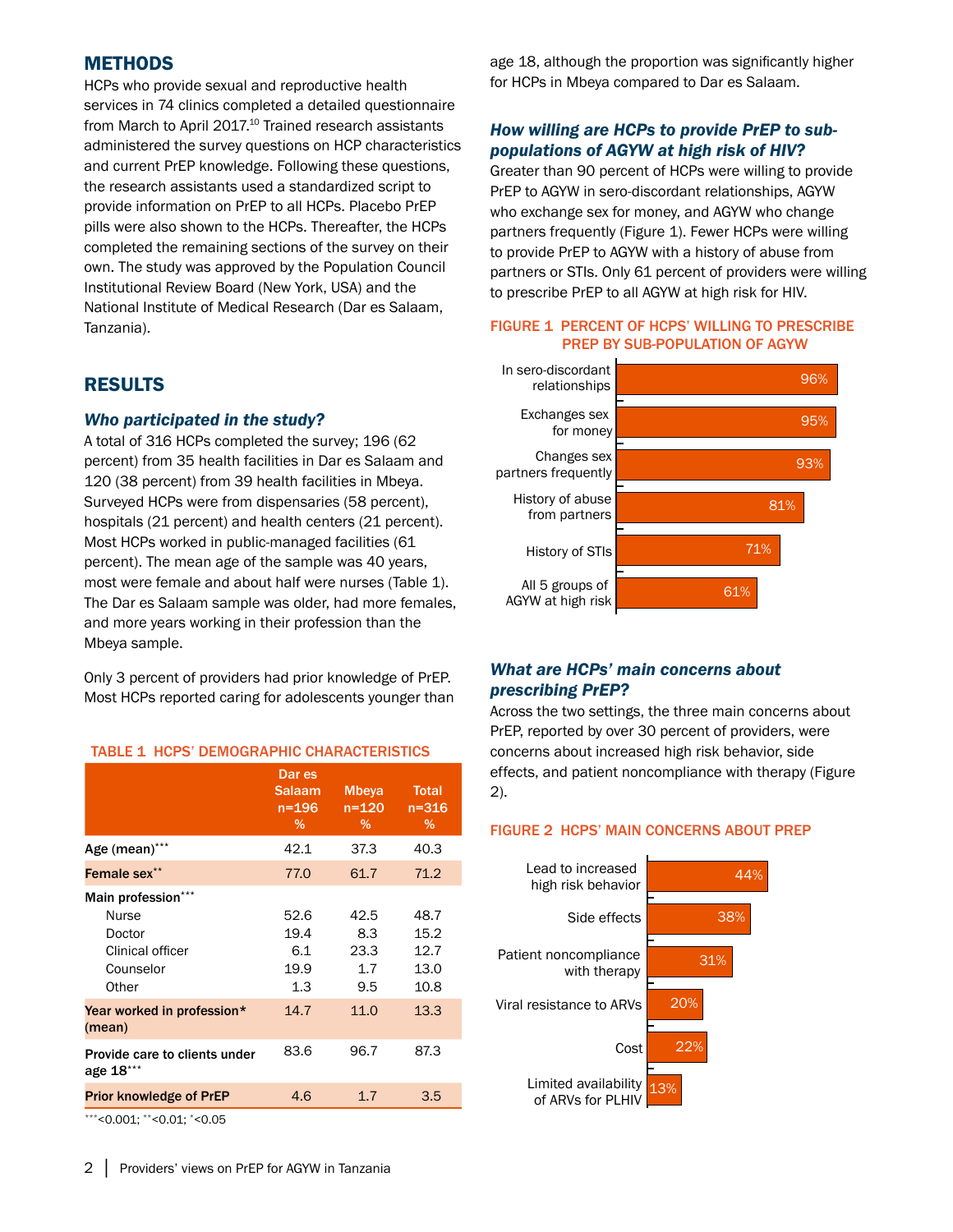## METHODS

HCPs who provide sexual and reproductive health services in 74 clinics completed a detailed questionnaire from March to April 2017.[10] Trained research assistants administered the survey questions on HCP characteristics and current PrEP knowledge. Following these questions, the research assistants used a standardized script to provide information on PrEP to all HCPs. Placebo PrEP pills were also shown to the HCPs. Thereafter, the HCPs completed the remaining sections of the survey on their own. The study was approved by the Population Council Institutional Review Board (New York, USA) and the National Institute of Medical Research (Dar es Salaam, Tanzania).

## RESULTS

### *Who participated in the study?*

A total of 316 HCPs completed the survey; 196 (62 percent) from 35 health facilities in Dar es Salaam and 120 (38 percent) from 39 health facilities in Mbeya. Surveyed HCPs were from dispensaries (58 percent), hospitals (21 percent) and health centers (21 percent). Most HCPs worked in public-managed facilities (61 percent). The mean age of the sample was 40 years, most were female and about half were nurses (Table 1). The Dar es Salaam sample was older, had more females, and more years working in their profession than the Mbeya sample.

Only 3 percent of providers had prior knowledge of PrEP. Most HCPs reported caring for adolescents younger than age 18, although the proportion was significantly higher for HCPs in Mbeya compared to Dar es Salaam.

**TABLE 1 HCPS' DEMOGRAPHIC CHARACTERISTICS**

| | Dar es Salaam n=196 % | Mbeya n=120 % | Total n=316 % |
|---|---|---|---|
| **Age (mean)*****| 42.1 | 37.3 | 40.3 |
| **Female sex**** | 77.0 | 61.7 | 71.2 |
| **Main profession***** | | | |
| Nurse | 52.6 | 42.5 | 48.7 |
| Doctor | 19.4 | 8.3 | 15.2 |
| Clinical officer | 6.1 | 23.3 | 12.7 |
| Counselor | 19.9 | 1.7 | 13.0 |
| Other | 1.3 | 9.5 | 10.8 |
| **Year worked in profession* (mean)** | 14.7 | 11.0 | 13.3 |
| **Provide care to clients under age 18***** | 83.6 | 96.7 | 87.3 |
| **Prior knowledge of PrEP** | 4.6 | 1.7 | 3.5 |

***<0.001; **<0.01; *<0.05

### *How willing are HCPs to provide PrEP to sub-populations of AGYW at high risk of HIV?*

Greater than 90 percent of HCPs were willing to provide PrEP to AGYW in sero-discordant relationships, AGYW who exchange sex for money, and AGYW who change partners frequently (Figure 1). Fewer HCPs were willing to provide PrEP to AGYW with a history of abuse from partners or STIs. Only 61 percent of providers were willing to prescribe PrEP to all AGYW at high risk for HIV.

**FIGURE 1 PERCENT OF HCPS' WILLING TO PRESCRIBE PREP BY SUB-POPULATION OF AGYW**

| Sub-population | Percent |
|---|---|
| In sero-discordant relationships | 96% |
| Exchanges sex for money | 95% |
| Changes sex partners frequently | 93% |
| History of abuse from partners | 81% |
| History of STIs | 71% |
| All 5 groups of AGYW at high risk | 61% |

### *What are HCPs' main concerns about prescribing PrEP?*

Across the two settings, the three main concerns about PrEP, reported by over 30 percent of providers, were concerns about increased high risk behavior, side effects, and patient noncompliance with therapy (Figure 2).

**FIGURE 2 HCPS' MAIN CONCERNS ABOUT PREP**

| Concern | Percent |
|---|---|
| Lead to increased high risk behavior | 44% |
| Side effects | 38% |
| Patient noncompliance with therapy | 31% |
| Viral resistance to ARVs | 20% |
| Cost | 22% |
| Limited availability of ARVs for PLHIV | 13% |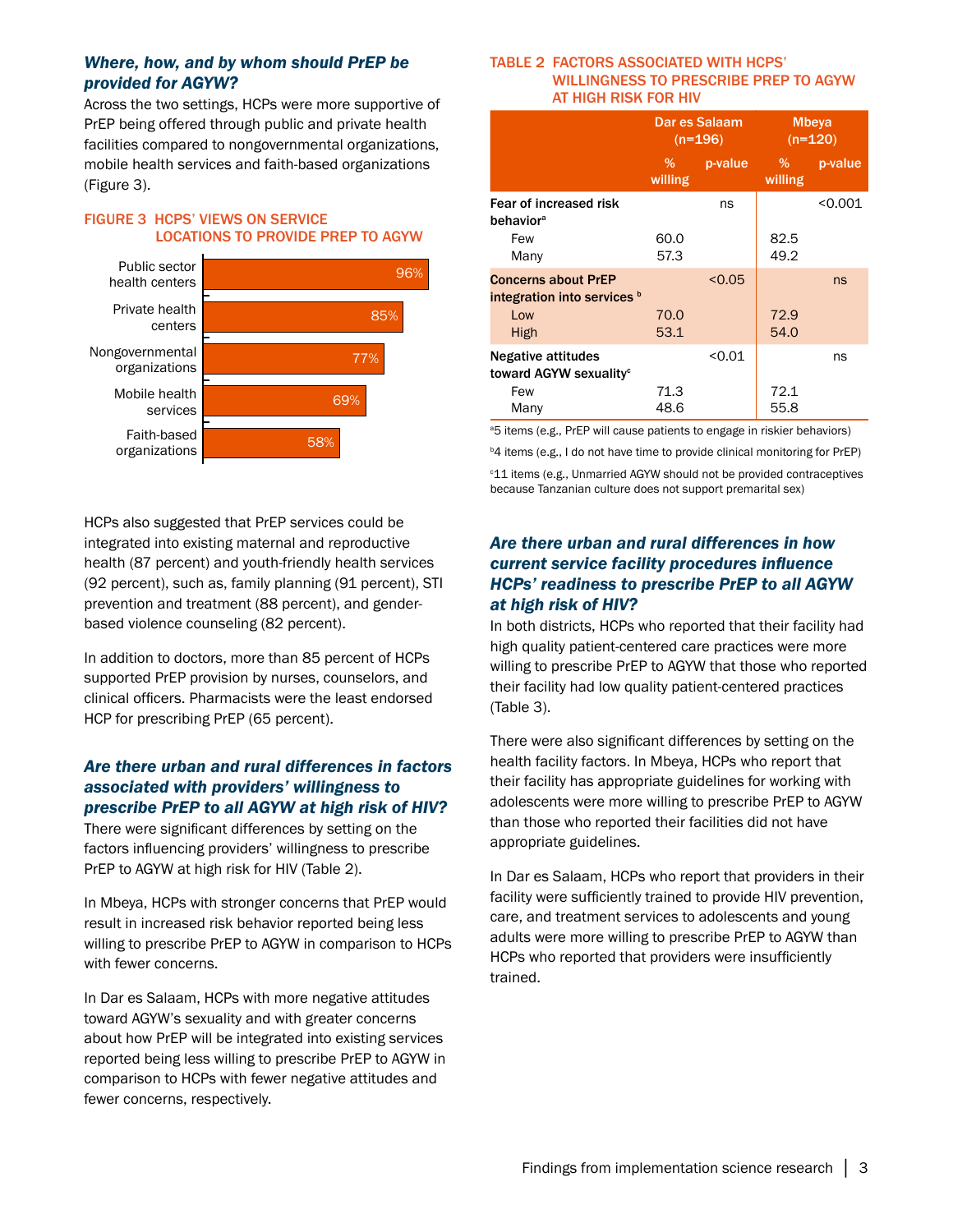### *Where, how, and by whom should PrEP be provided for AGYW?*

Across the two settings, HCPs were more supportive of PrEP being offered through public and private health facilities compared to nongovernmental organizations, mobile health services and faith-based organizations (Figure 3).

**FIGURE 3 HCPS' VIEWS ON SERVICE LOCATIONS TO PROVIDE PREP TO AGYW**

| Location | % |
|---|---|
| Public sector health centers | 96% |
| Private health centers | 85% |
| Nongovernmental organizations | 77% |
| Mobile health services | 69% |
| Faith-based organizations | 58% |

HCPs also suggested that PrEP services could be integrated into existing maternal and reproductive health (87 percent) and youth-friendly health services (92 percent), such as, family planning (91 percent), STI prevention and treatment (88 percent), and gender-based violence counseling (82 percent).

In addition to doctors, more than 85 percent of HCPs supported PrEP provision by nurses, counselors, and clinical officers. Pharmacists were the least endorsed HCP for prescribing PrEP (65 percent).

### *Are there urban and rural differences in factors associated with providers' willingness to prescribe PrEP to all AGYW at high risk of HIV?*

There were significant differences by setting on the factors influencing providers' willingness to prescribe PrEP to AGYW at high risk for HIV (Table 2).

In Mbeya, HCPs with stronger concerns that PrEP would result in increased risk behavior reported being less willing to prescribe PrEP to AGYW in comparison to HCPs with fewer concerns.

In Dar es Salaam, HCPs with more negative attitudes toward AGYW's sexuality and with greater concerns about how PrEP will be integrated into existing services reported being less willing to prescribe PrEP to AGYW in comparison to HCPs with fewer negative attitudes and fewer concerns, respectively.

**TABLE 2 FACTORS ASSOCIATED WITH HCPS' WILLINGNESS TO PRESCRIBE PREP TO AGYW AT HIGH RISK FOR HIV**

| | Dar es Salaam (n=196) | | Mbeya (n=120) | |
|---|---|---|---|---|
| | % willing | p-value | % willing | p-value |
| **Fear of increased risk behavior**[a] | | ns | | <0.001 |
| Few | 60.0 | | 82.5 | |
| Many | 57.3 | | 49.2 | |
| **Concerns about PrEP integration into services**[b] | | <0.05 | | ns |
| Low | 70.0 | | 72.9 | |
| High | 53.1 | | 54.0 | |
| **Negative attitudes toward AGYW sexuality**[c] | | <0.01 | | ns |
| Few | 71.3 | | 72.1 | |
| Many | 48.6 | | 55.8 | |

[a]5 items (e.g., PrEP will cause patients to engage in riskier behaviors)

[b]4 items (e.g., I do not have time to provide clinical monitoring for PrEP)

[c]11 items (e.g., Unmarried AGYW should not be provided contraceptives because Tanzanian culture does not support premarital sex)

### *Are there urban and rural differences in how current service facility procedures influence HCPs' readiness to prescribe PrEP to all AGYW at high risk of HIV?*

In both districts, HCPs who reported that their facility had high quality patient-centered care practices were more willing to prescribe PrEP to AGYW that those who reported their facility had low quality patient-centered practices (Table 3).

There were also significant differences by setting on the health facility factors. In Mbeya, HCPs who report that their facility has appropriate guidelines for working with adolescents were more willing to prescribe PrEP to AGYW than those who reported their facilities did not have appropriate guidelines.

In Dar es Salaam, HCPs who report that providers in their facility were sufficiently trained to provide HIV prevention, care, and treatment services to adolescents and young adults were more willing to prescribe PrEP to AGYW than HCPs who reported that providers were insufficiently trained.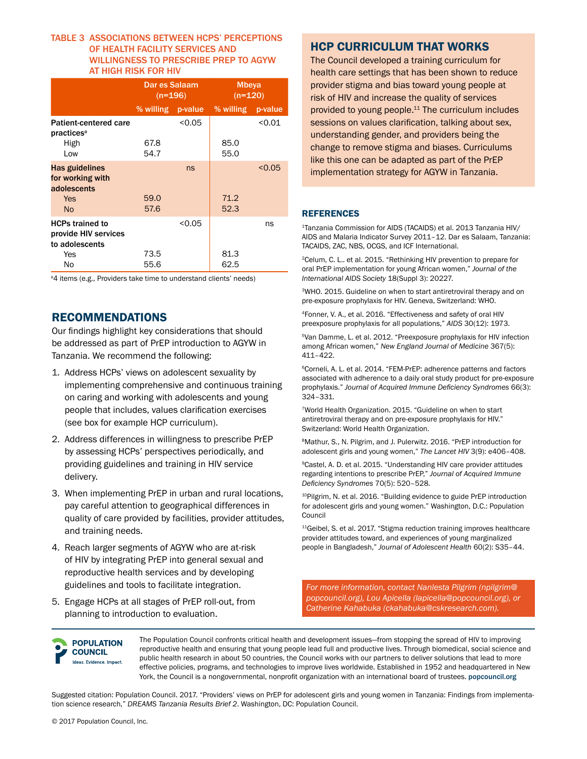**TABLE 3 ASSOCIATIONS BETWEEN HCPS' PERCEPTIONS OF HEALTH FACILITY SERVICES AND WILLINGNESS TO PRESCRIBE PREP TO AGYW AT HIGH RISK FOR HIV**

| | Dar es Salaam (n=196) | | Mbeya (n=120) | |
|---|---|---|---|---|
| | % willing | p-value | % willing | p-value |
| **Patient-centered care practices**[a] | | <0.05 | | <0.01 |
| High | 67.8 | | 85.0 | |
| Low | 54.7 | | 55.0 | |
| **Has guidelines for working with adolescents** | | ns | | <0.05 |
| Yes | 59.0 | | 71.2 | |
| No | 57.6 | | 52.3 | |
| **HCPs trained to provide HIV services to adolescents** | | <0.05 | | ns |
| Yes | 73.5 | | 81.3 | |
| No | 55.6 | | 62.5 | |

[a]4 items (e.g., Providers take time to understand clients' needs)

## RECOMMENDATIONS

Our findings highlight key considerations that should be addressed as part of PrEP introduction to AGYW in Tanzania. We recommend the following:

1. Address HCPs' views on adolescent sexuality by implementing comprehensive and continuous training on caring and working with adolescents and young people that includes, values clarification exercises (see box for example HCP curriculum).
2. Address differences in willingness to prescribe PrEP by assessing HCPs' perspectives periodically, and providing guidelines and training in HIV service delivery.
3. When implementing PrEP in urban and rural locations, pay careful attention to geographical differences in quality of care provided by facilities, provider attitudes, and training needs.
4. Reach larger segments of AGYW who are at-risk of HIV by integrating PrEP into general sexual and reproductive health services and by developing guidelines and tools to facilitate integration.
5. Engage HCPs at all stages of PrEP roll-out, from planning to introduction to evaluation.

## HCP CURRICULUM THAT WORKS

The Council developed a training curriculum for health care settings that has been shown to reduce provider stigma and bias toward young people at risk of HIV and increase the quality of services provided to young people.[11] The curriculum includes sessions on values clarification, talking about sex, understanding gender, and providers being the change to remove stigma and biases. Curriculums like this one can be adapted as part of the PrEP implementation strategy for AGYW in Tanzania.

## REFERENCES

[1]Tanzania Commission for AIDS (TACAIDS) et al. 2013 Tanzania HIV/AIDS and Malaria Indicator Survey 2011–12. Dar es Salaam, Tanzania: TACAIDS, ZAC, NBS, OCGS, and ICF International.

[2]Celum, C. L.. et al. 2015. "Rethinking HIV prevention to prepare for oral PrEP implementation for young African women," *Journal of the International AIDS Society* 18(Suppl 3): 20227.

[3]WHO. 2015. Guideline on when to start antiretroviral therapy and on pre-exposure prophylaxis for HIV. Geneva, Switzerland: WHO.

[4]Fonner, V. A., et al. 2016. "Effectiveness and safety of oral HIV preexposure prophylaxis for all populations," *AIDS* 30(12): 1973.

[5]Van Damme, L. et al. 2012. "Preexposure prophylaxis for HIV infection among African women," *New England Journal of Medicine* 367(5): 411–422.

[6]Corneli, A. L. et al. 2014. "FEM-PrEP: adherence patterns and factors associated with adherence to a daily oral study product for pre-exposure prophylaxis." *Journal of Acquired Immune Deficiency Syndromes* 66(3): 324–331.

[7]World Health Organization. 2015. "Guideline on when to start antiretroviral therapy and on pre-exposure prophylaxis for HIV." Switzerland: World Health Organization.

[8]Mathur, S., N. Pilgrim, and J. Pulerwitz. 2016. "PrEP introduction for adolescent girls and young women," *The Lancet HIV* 3(9): e406–408.

[9]Castel, A. D. et al. 2015. "Understanding HIV care provider attitudes regarding intentions to prescribe PrEP," *Journal of Acquired Immune Deficiency Syndromes* 70(5): 520–528.

[10]Pilgrim, N. et al. 2016. "Building evidence to guide PrEP introduction for adolescent girls and young women." Washington, D.C.: Population Council

[11]Geibel, S. et al. 2017. "Stigma reduction training improves healthcare provider attitudes toward, and experiences of young marginalized people in Bangladesh," *Journal of Adolescent Health* 60(2): S35–44.

*For more information, contact Nanlesta Pilgrim (npilgrim@popcouncil.org), Lou Apicella (lapicella@popcouncil.org), or Catherine Kahabuka (ckahabuka@cskresearch.com).*

**POPULATION COUNCIL** Ideas. Evidence. Impact.

The Population Council confronts critical health and development issues—from stopping the spread of HIV to improving reproductive health and ensuring that young people lead full and productive lives. Through biomedical, social science and public health research in about 50 countries, the Council works with our partners to deliver solutions that lead to more effective policies, programs, and technologies to improve lives worldwide. Established in 1952 and headquartered in New York, the Council is a nongovernmental, nonprofit organization with an international board of trustees. **popcouncil.org**

Suggested citation: Population Council. 2017. "Providers' views on PrEP for adolescent girls and young women in Tanzania: Findings from implementation science research," *DREAMS Tanzania Results Brief 2*. Washington, DC: Population Council.

© 2017 Population Council, Inc.